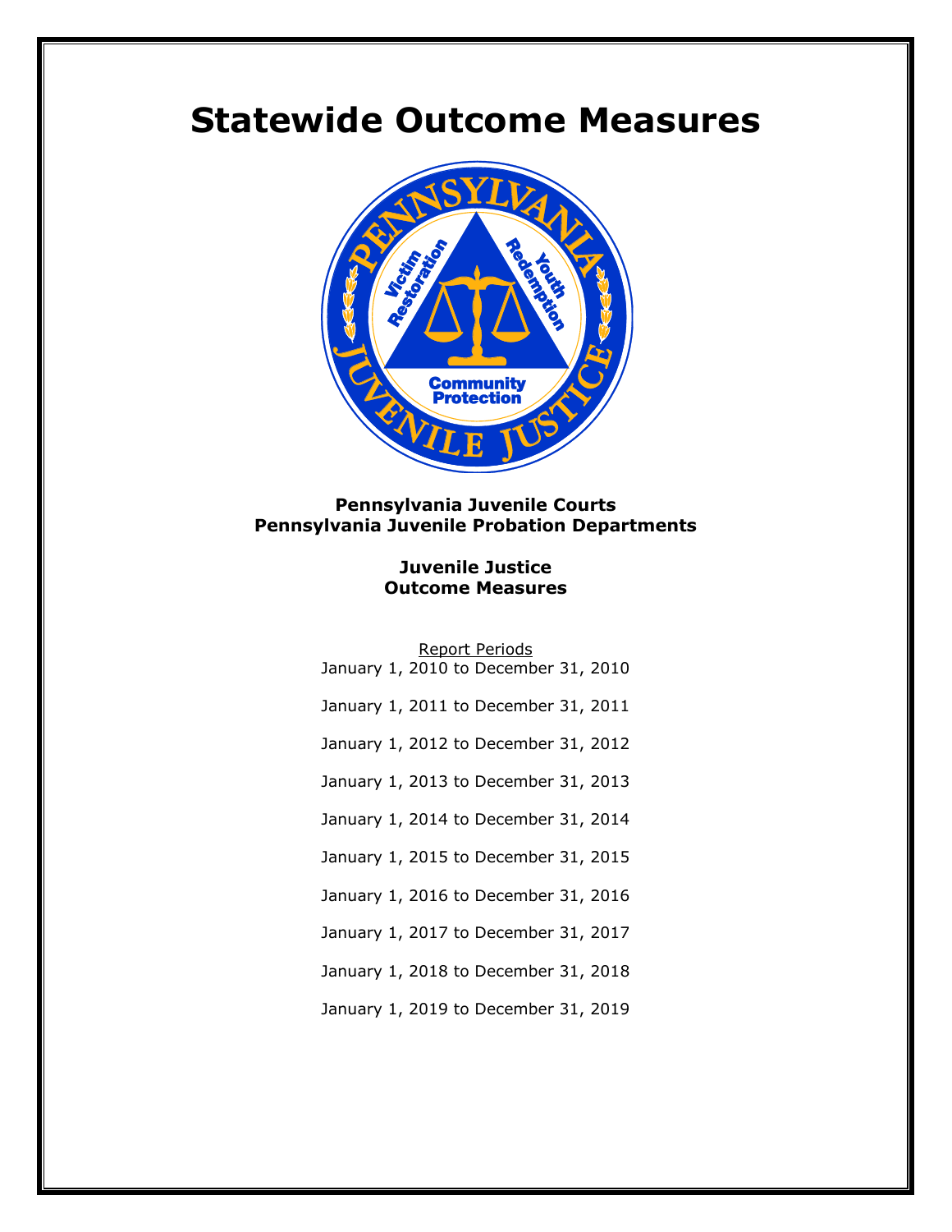# Statewide Outcome Measures

**Pennsylvania Juvenile Courts**
**Pennsylvania Juvenile Probation Departments**

**Juvenile Justice**
**Outcome Measures**

Report Periods

January 1, 2010 to December 31, 2010

January 1, 2011 to December 31, 2011

January 1, 2012 to December 31, 2012

January 1, 2013 to December 31, 2013

January 1, 2014 to December 31, 2014

January 1, 2015 to December 31, 2015

January 1, 2016 to December 31, 2016

January 1, 2017 to December 31, 2017

January 1, 2018 to December 31, 2018

January 1, 2019 to December 31, 2019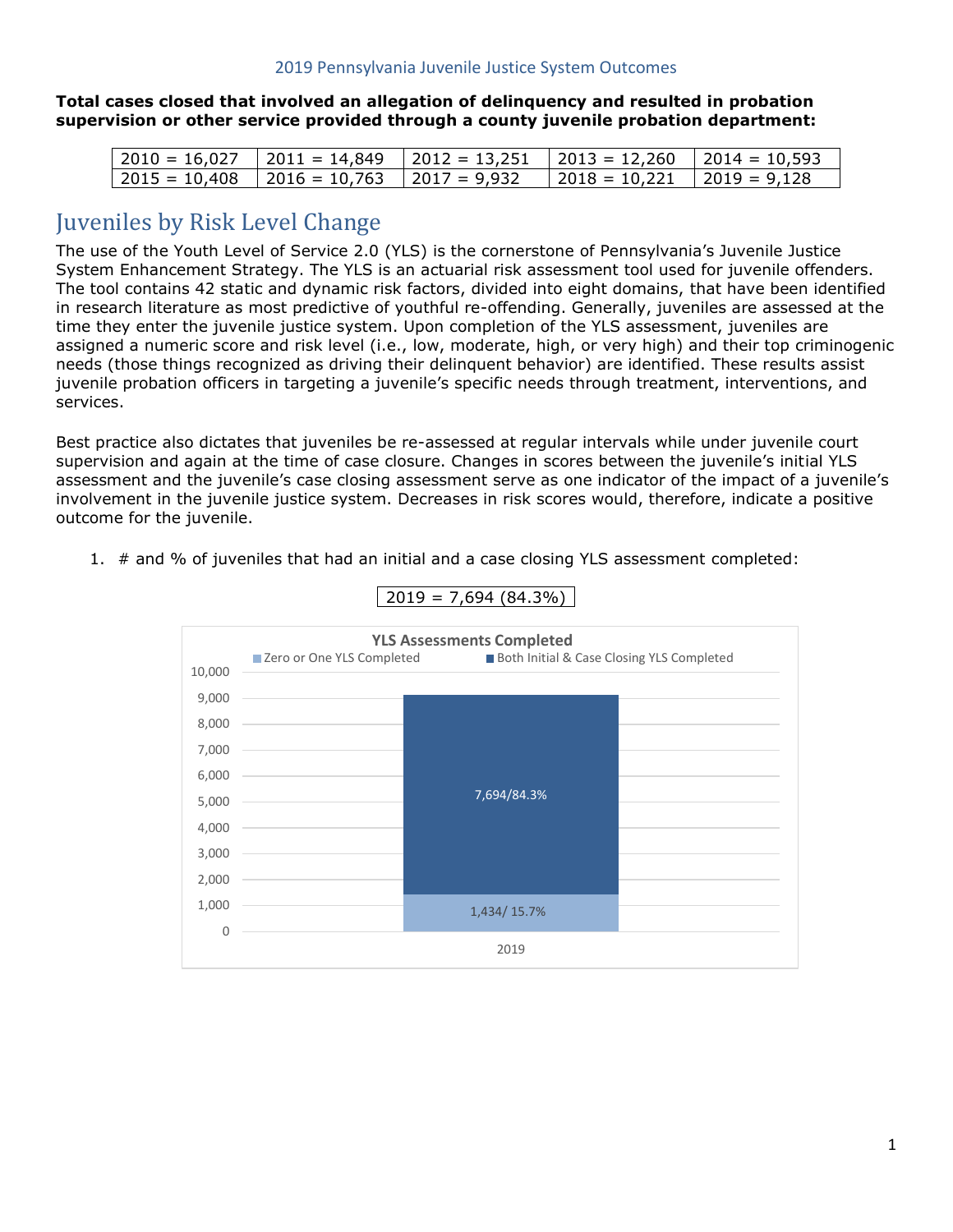**Total cases closed that involved an allegation of delinquency and resulted in probation supervision or other service provided through a county juvenile probation department:**

| 2010 = 16,027 | 2011 = 14,849 | 2012 = 13,251 | 2013 = 12,260 | 2014 = 10,593 |
|---|---|---|---|---|
| 2015 = 10,408 | 2016 = 10,763 | 2017 = 9,932 | 2018 = 10,221 | 2019 = 9,128 |

# Juveniles by Risk Level Change

The use of the Youth Level of Service 2.0 (YLS) is the cornerstone of Pennsylvania's Juvenile Justice System Enhancement Strategy. The YLS is an actuarial risk assessment tool used for juvenile offenders. The tool contains 42 static and dynamic risk factors, divided into eight domains, that have been identified in research literature as most predictive of youthful re-offending. Generally, juveniles are assessed at the time they enter the juvenile justice system. Upon completion of the YLS assessment, juveniles are assigned a numeric score and risk level (i.e., low, moderate, high, or very high) and their top criminogenic needs (those things recognized as driving their delinquent behavior) are identified. These results assist juvenile probation officers in targeting a juvenile's specific needs through treatment, interventions, and services.

Best practice also dictates that juveniles be re-assessed at regular intervals while under juvenile court supervision and again at the time of case closure. Changes in scores between the juvenile's initial YLS assessment and the juvenile's case closing assessment serve as one indicator of the impact of a juvenile's involvement in the juvenile justice system. Decreases in risk scores would, therefore, indicate a positive outcome for the juvenile.

1. # and % of juveniles that had an initial and a case closing YLS assessment completed:

2019 = 7,694 (84.3%)

**YLS Assessments Completed**

| Year | Zero or One YLS Completed | Both Initial & Case Closing YLS Completed |
|---|---|---|
| 2019 | 1,434/ 15.7% | 7,694/84.3% |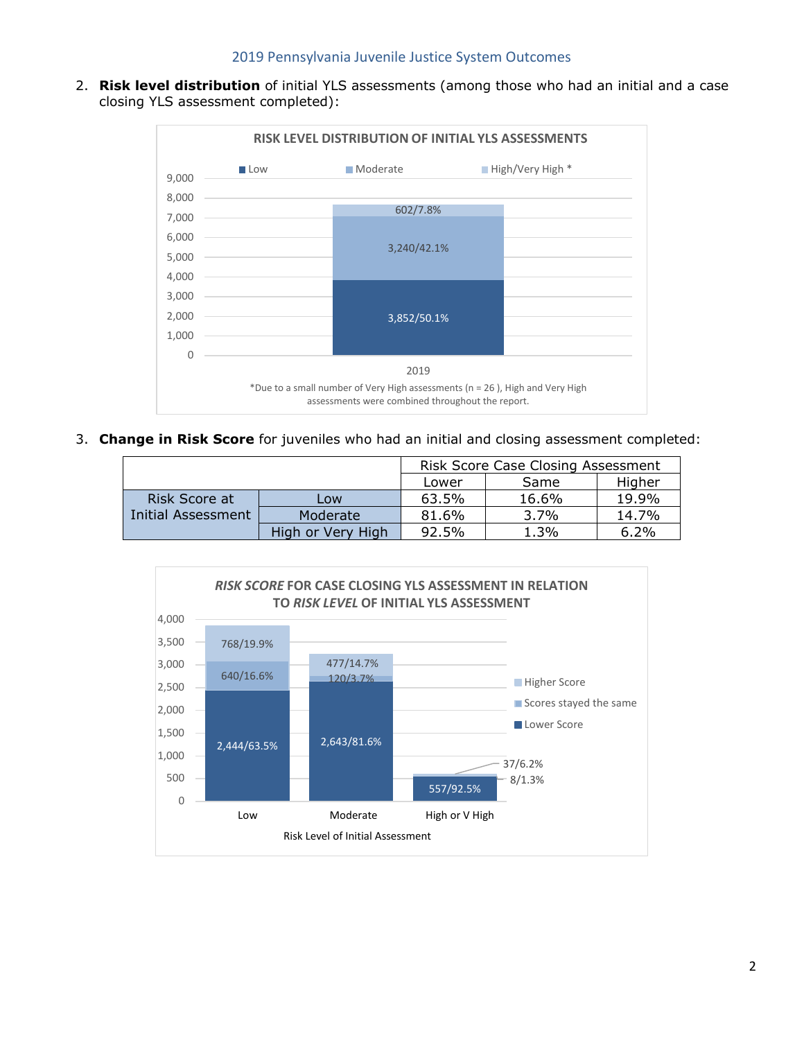2. **Risk level distribution** of initial YLS assessments (among those who had an initial and a case closing YLS assessment completed):

**RISK LEVEL DISTRIBUTION OF INITIAL YLS ASSESSMENTS**

| 2019 | Count/Percent |
|---|---|
| Low | 3,852/50.1% |
| Moderate | 3,240/42.1% |
| High/Very High * | 602/7.8% |

*Due to a small number of Very High assessments (n = 26 ), High and Very High assessments were combined throughout the report.

3. **Change in Risk Score** for juveniles who had an initial and closing assessment completed:

| | | Risk Score Case Closing Assessment | | |
|---|---|---|---|---|
| | | Lower | Same | Higher |
| Risk Score at Initial Assessment | Low | 63.5% | 16.6% | 19.9% |
| | Moderate | 81.6% | 3.7% | 14.7% |
| | High or Very High | 92.5% | 1.3% | 6.2% |

***RISK SCORE* FOR CASE CLOSING YLS ASSESSMENT IN RELATION TO *RISK LEVEL* OF INITIAL YLS ASSESSMENT**

| Risk Level of Initial Assessment | Lower Score | Scores stayed the same | Higher Score |
|---|---|---|---|
| Low | 2,444/63.5% | 640/16.6% | 768/19.9% |
| Moderate | 2,643/81.6% | 120/3.7% | 477/14.7% |
| High or V High | 557/92.5% | 8/1.3% | 37/6.2% |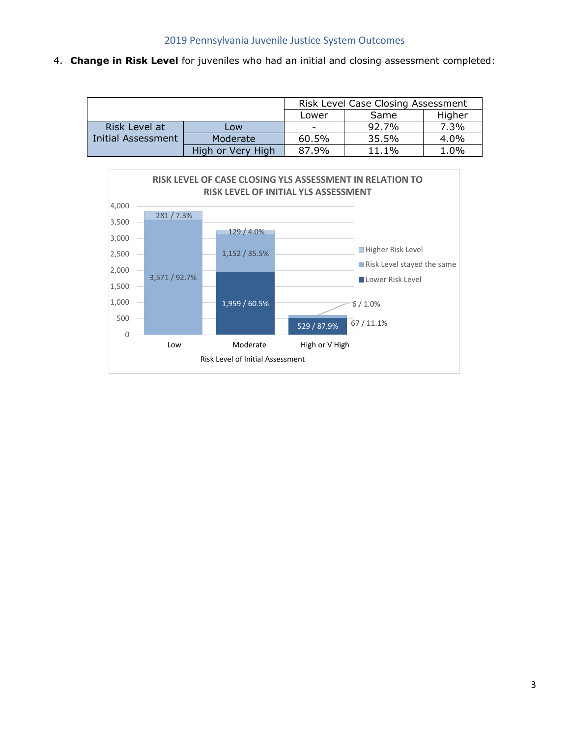4. **Change in Risk Level** for juveniles who had an initial and closing assessment completed:

| | | Risk Level Case Closing Assessment | | |
|---|---|---|---|---|
| | | Lower | Same | Higher |
| Risk Level at Initial Assessment | Low | - | 92.7% | 7.3% |
| | Moderate | 60.5% | 35.5% | 4.0% |
| | High or Very High | 87.9% | 11.1% | 1.0% |

**RISK LEVEL OF CASE CLOSING YLS ASSESSMENT IN RELATION TO RISK LEVEL OF INITIAL YLS ASSESSMENT**

| Risk Level of Initial Assessment | Lower Risk Level | Risk Level stayed the same | Higher Risk Level |
|---|---|---|---|
| Low | | 3,571 / 92.7% | 281 / 7.3% |
| Moderate | 1,959 / 60.5% | 1,152 / 35.5% | 129 / 4.0% |
| High or V High | 529 / 87.9% | 67 / 11.1% | 6 / 1.0% |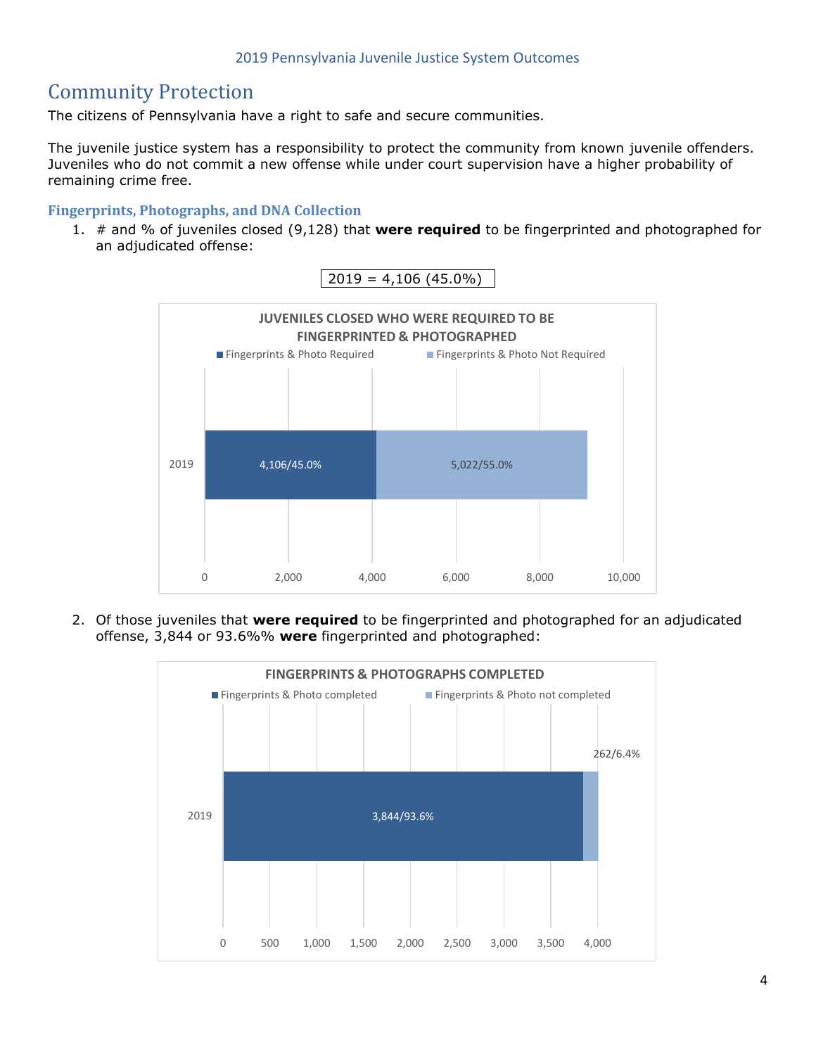# Community Protection

The citizens of Pennsylvania have a right to safe and secure communities.

The juvenile justice system has a responsibility to protect the community from known juvenile offenders. Juveniles who do not commit a new offense while under court supervision have a higher probability of remaining crime free.

### Fingerprints, Photographs, and DNA Collection

1. # and % of juveniles closed (9,128) that **were required** to be fingerprinted and photographed for an adjudicated offense:

2019 = 4,106 (45.0%)

**JUVENILES CLOSED WHO WERE REQUIRED TO BE FINGERPRINTED & PHOTOGRAPHED**

| Year | Fingerprints & Photo Required | Fingerprints & Photo Not Required |
|---|---|---|
| 2019 | 4,106/45.0% | 5,022/55.0% |

2. Of those juveniles that **were required** to be fingerprinted and photographed for an adjudicated offense, 3,844 or 93.6%% **were** fingerprinted and photographed:

**FINGERPRINTS & PHOTOGRAPHS COMPLETED**

| Year | Fingerprints & Photo completed | Fingerprints & Photo not completed |
|---|---|---|
| 2019 | 3,844/93.6% | 262/6.4% |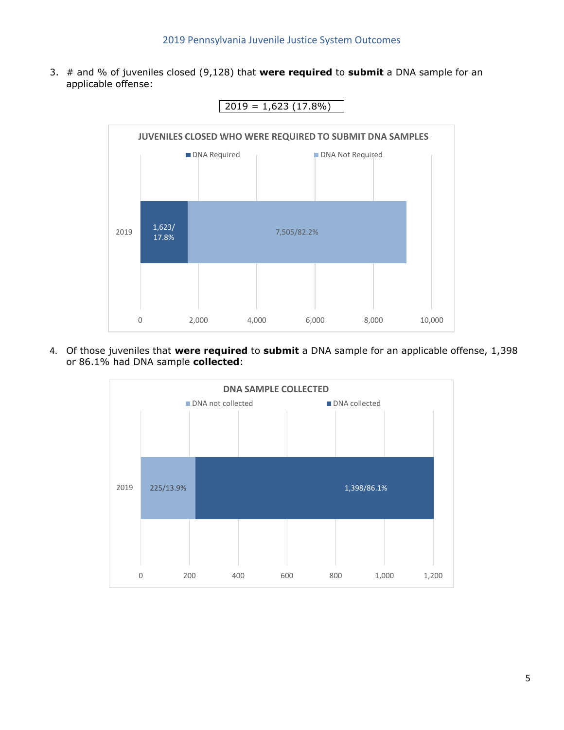3. # and % of juveniles closed (9,128) that **were required** to **submit** a DNA sample for an applicable offense:

2019 = 1,623 (17.8%)

**JUVENILES CLOSED WHO WERE REQUIRED TO SUBMIT DNA SAMPLES**

| | DNA Required | DNA Not Required |
|---|---|---|
| 2019 | 1,623/17.8% | 7,505/82.2% |

4. Of those juveniles that **were required** to **submit** a DNA sample for an applicable offense, 1,398 or 86.1% had DNA sample **collected**:

**DNA SAMPLE COLLECTED**

| | DNA not collected | DNA collected |
|---|---|---|
| 2019 | 225/13.9% | 1,398/86.1% |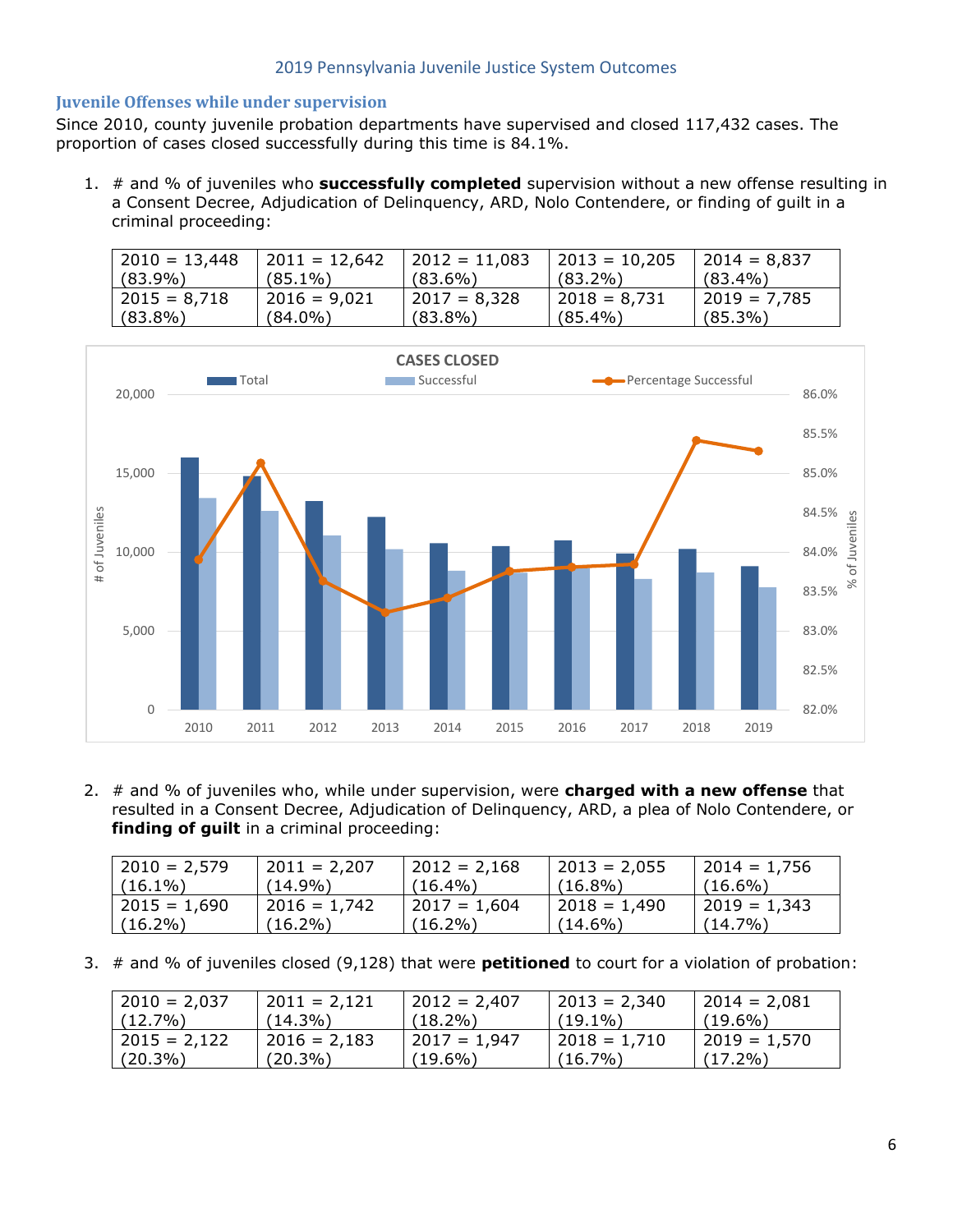## Juvenile Offenses while under supervision

Since 2010, county juvenile probation departments have supervised and closed 117,432 cases. The proportion of cases closed successfully during this time is 84.1%.

1. # and % of juveniles who **successfully completed** supervision without a new offense resulting in a Consent Decree, Adjudication of Delinquency, ARD, Nolo Contendere, or finding of guilt in a criminal proceeding:

| | | | | |
|---|---|---|---|---|
| 2010 = 13,448 (83.9%) | 2011 = 12,642 (85.1%) | 2012 = 11,083 (83.6%) | 2013 = 10,205 (83.2%) | 2014 = 8,837 (83.4%) |
| 2015 = 8,718 (83.8%) | 2016 = 9,021 (84.0%) | 2017 = 8,328 (83.8%) | 2018 = 8,731 (85.4%) | 2019 = 7,785 (85.3%) |

2. # and % of juveniles who, while under supervision, were **charged with a new offense** that resulted in a Consent Decree, Adjudication of Delinquency, ARD, a plea of Nolo Contendere, or **finding of guilt** in a criminal proceeding:

| | | | | |
|---|---|---|---|---|
| 2010 = 2,579 (16.1%) | 2011 = 2,207 (14.9%) | 2012 = 2,168 (16.4%) | 2013 = 2,055 (16.8%) | 2014 = 1,756 (16.6%) |
| 2015 = 1,690 (16.2%) | 2016 = 1,742 (16.2%) | 2017 = 1,604 (16.2%) | 2018 = 1,490 (14.6%) | 2019 = 1,343 (14.7%) |

3. # and % of juveniles closed (9,128) that were **petitioned** to court for a violation of probation:

| | | | | |
|---|---|---|---|---|
| 2010 = 2,037 (12.7%) | 2011 = 2,121 (14.3%) | 2012 = 2,407 (18.2%) | 2013 = 2,340 (19.1%) | 2014 = 2,081 (19.6%) |
| 2015 = 2,122 (20.3%) | 2016 = 2,183 (20.3%) | 2017 = 1,947 (19.6%) | 2018 = 1,710 (16.7%) | 2019 = 1,570 (17.2%) |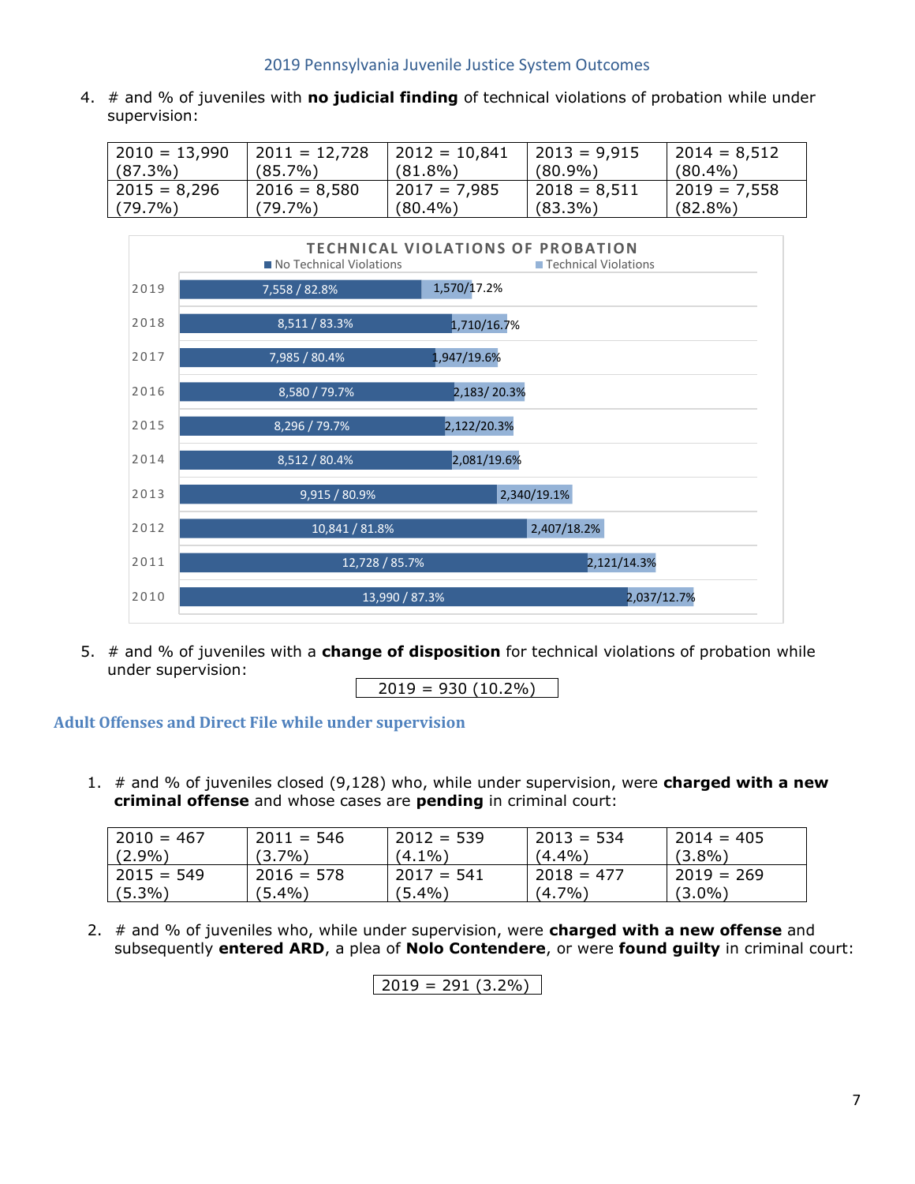4. # and % of juveniles with **no judicial finding** of technical violations of probation while under supervision:

| | | | | |
|---|---|---|---|---|
| 2010 = 13,990 (87.3%) | 2011 = 12,728 (85.7%) | 2012 = 10,841 (81.8%) | 2013 = 9,915 (80.9%) | 2014 = 8,512 (80.4%) |
| 2015 = 8,296 (79.7%) | 2016 = 8,580 (79.7%) | 2017 = 7,985 (80.4%) | 2018 = 8,511 (83.3%) | 2019 = 7,558 (82.8%) |

**TECHNICAL VIOLATIONS OF PROBATION**

| Year | No Technical Violations | Technical Violations |
|---|---|---|
| 2019 | 7,558 / 82.8% | 1,570/17.2% |
| 2018 | 8,511 / 83.3% | 1,710/16.7% |
| 2017 | 7,985 / 80.4% | 1,947/19.6% |
| 2016 | 8,580 / 79.7% | 2,183/ 20.3% |
| 2015 | 8,296 / 79.7% | 2,122/20.3% |
| 2014 | 8,512 / 80.4% | 2,081/19.6% |
| 2013 | 9,915 / 80.9% | 2,340/19.1% |
| 2012 | 10,841 / 81.8% | 2,407/18.2% |
| 2011 | 12,728 / 85.7% | 2,121/14.3% |
| 2010 | 13,990 / 87.3% | 2,037/12.7% |

5. # and % of juveniles with a **change of disposition** for technical violations of probation while under supervision:

| 2019 = 930 (10.2%) |
|---|

## Adult Offenses and Direct File while under supervision

1. # and % of juveniles closed (9,128) who, while under supervision, were **charged with a new criminal offense** and whose cases are **pending** in criminal court:

| | | | | |
|---|---|---|---|---|
| 2010 = 467 (2.9%) | 2011 = 546 (3.7%) | 2012 = 539 (4.1%) | 2013 = 534 (4.4%) | 2014 = 405 (3.8%) |
| 2015 = 549 (5.3%) | 2016 = 578 (5.4%) | 2017 = 541 (5.4%) | 2018 = 477 (4.7%) | 2019 = 269 (3.0%) |

2. # and % of juveniles who, while under supervision, were **charged with a new offense** and subsequently **entered ARD**, a plea of **Nolo Contendere**, or were **found guilty** in criminal court:

| 2019 = 291 (3.2%) |
|---|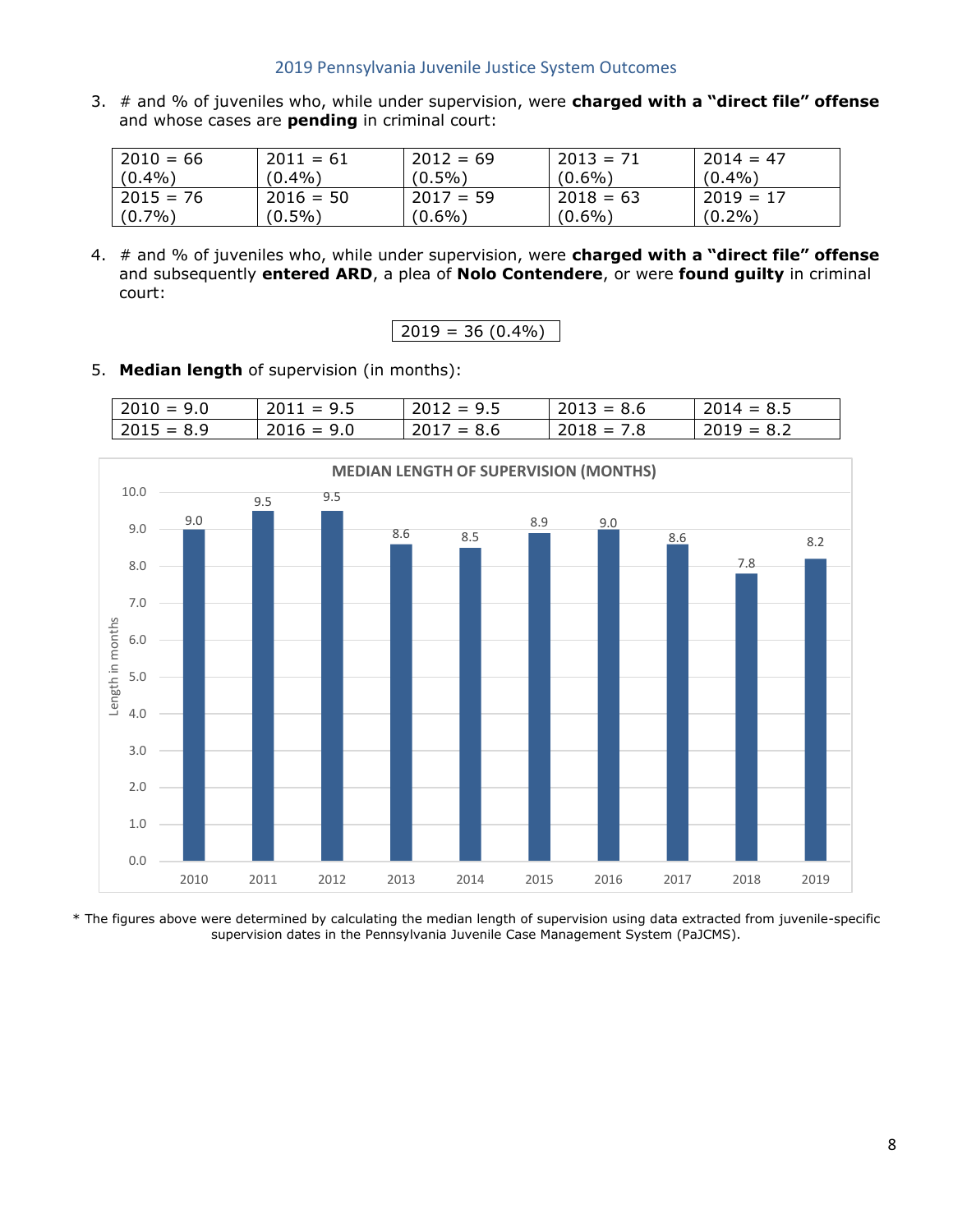3. # and % of juveniles who, while under supervision, were **charged with a "direct file" offense** and whose cases are **pending** in criminal court:

| | | | | |
|---|---|---|---|---|
| 2010 = 66 (0.4%) | 2011 = 61 (0.4%) | 2012 = 69 (0.5%) | 2013 = 71 (0.6%) | 2014 = 47 (0.4%) |
| 2015 = 76 (0.7%) | 2016 = 50 (0.5%) | 2017 = 59 (0.6%) | 2018 = 63 (0.6%) | 2019 = 17 (0.2%) |

4. # and % of juveniles who, while under supervision, were **charged with a "direct file" offense** and subsequently **entered ARD**, a plea of **Nolo Contendere**, or were **found guilty** in criminal court:

| |
|---|
| 2019 = 36 (0.4%) |

5. **Median length** of supervision (in months):

| | | | | |
|---|---|---|---|---|
| 2010 = 9.0 | 2011 = 9.5 | 2012 = 9.5 | 2013 = 8.6 | 2014 = 8.5 |
| 2015 = 8.9 | 2016 = 9.0 | 2017 = 8.6 | 2018 = 7.8 | 2019 = 8.2 |

**MEDIAN LENGTH OF SUPERVISION (MONTHS)**

| Year | Length in months |
|---|---|
| 2010 | 9.0 |
| 2011 | 9.5 |
| 2012 | 9.5 |
| 2013 | 8.6 |
| 2014 | 8.5 |
| 2015 | 8.9 |
| 2016 | 9.0 |
| 2017 | 8.6 |
| 2018 | 7.8 |
| 2019 | 8.2 |

* The figures above were determined by calculating the median length of supervision using data extracted from juvenile-specific supervision dates in the Pennsylvania Juvenile Case Management System (PaJCMS).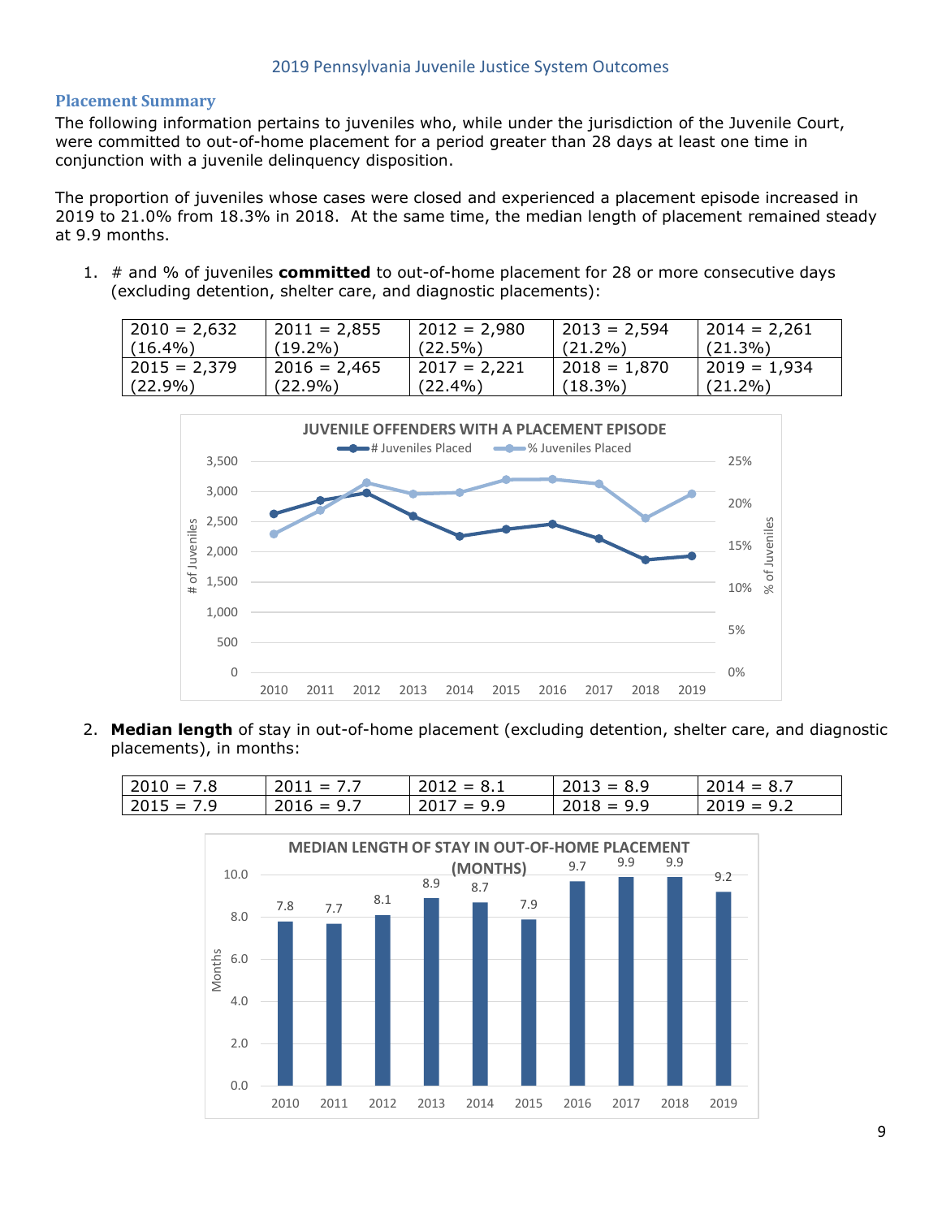## Placement Summary

The following information pertains to juveniles who, while under the jurisdiction of the Juvenile Court, were committed to out-of-home placement for a period greater than 28 days at least one time in conjunction with a juvenile delinquency disposition.

The proportion of juveniles whose cases were closed and experienced a placement episode increased in 2019 to 21.0% from 18.3% in 2018. At the same time, the median length of placement remained steady at 9.9 months.

1. # and % of juveniles **committed** to out-of-home placement for 28 or more consecutive days (excluding detention, shelter care, and diagnostic placements):

| | | | | |
|---|---|---|---|---|
| 2010 = 2,632 (16.4%) | 2011 = 2,855 (19.2%) | 2012 = 2,980 (22.5%) | 2013 = 2,594 (21.2%) | 2014 = 2,261 (21.3%) |
| 2015 = 2,379 (22.9%) | 2016 = 2,465 (22.9%) | 2017 = 2,221 (22.4%) | 2018 = 1,870 (18.3%) | 2019 = 1,934 (21.2%) |

2. **Median length** of stay in out-of-home placement (excluding detention, shelter care, and diagnostic placements), in months:

| | | | | |
|---|---|---|---|---|
| 2010 = 7.8 | 2011 = 7.7 | 2012 = 8.1 | 2013 = 8.9 | 2014 = 8.7 |
| 2015 = 7.9 | 2016 = 9.7 | 2017 = 9.9 | 2018 = 9.9 | 2019 = 9.2 |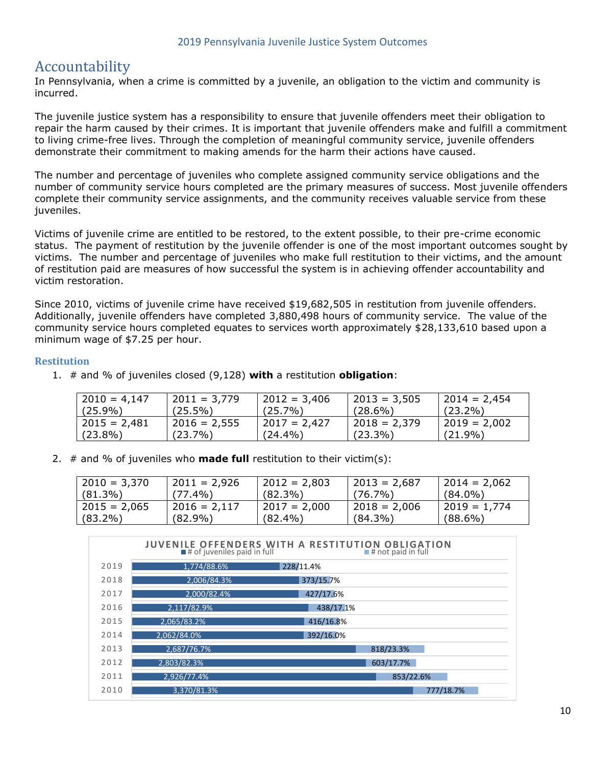# Accountability

In Pennsylvania, when a crime is committed by a juvenile, an obligation to the victim and community is incurred.

The juvenile justice system has a responsibility to ensure that juvenile offenders meet their obligation to repair the harm caused by their crimes. It is important that juvenile offenders make and fulfill a commitment to living crime-free lives. Through the completion of meaningful community service, juvenile offenders demonstrate their commitment to making amends for the harm their actions have caused.

The number and percentage of juveniles who complete assigned community service obligations and the number of community service hours completed are the primary measures of success. Most juvenile offenders complete their community service assignments, and the community receives valuable service from these juveniles.

Victims of juvenile crime are entitled to be restored, to the extent possible, to their pre-crime economic status. The payment of restitution by the juvenile offender is one of the most important outcomes sought by victims. The number and percentage of juveniles who make full restitution to their victims, and the amount of restitution paid are measures of how successful the system is in achieving offender accountability and victim restoration.

Since 2010, victims of juvenile crime have received $19,682,505 in restitution from juvenile offenders. Additionally, juvenile offenders have completed 3,880,498 hours of community service. The value of the community service hours completed equates to services worth approximately $28,133,610 based upon a minimum wage of $7.25 per hour.

### Restitution

1. # and % of juveniles closed (9,128) **with** a restitution **obligation**:

| | | | | |
|---|---|---|---|---|
| 2010 = 4,147 (25.9%) | 2011 = 3,779 (25.5%) | 2012 = 3,406 (25.7%) | 2013 = 3,505 (28.6%) | 2014 = 2,454 (23.2%) |
| 2015 = 2,481 (23.8%) | 2016 = 2,555 (23.7%) | 2017 = 2,427 (24.4%) | 2018 = 2,379 (23.3%) | 2019 = 2,002 (21.9%) |

2. # and % of juveniles who **made full** restitution to their victim(s):

| | | | | |
|---|---|---|---|---|
| 2010 = 3,370 (81.3%) | 2011 = 2,926 (77.4%) | 2012 = 2,803 (82.3%) | 2013 = 2,687 (76.7%) | 2014 = 2,062 (84.0%) |
| 2015 = 2,065 (83.2%) | 2016 = 2,117 (82.9%) | 2017 = 2,000 (82.4%) | 2018 = 2,006 (84.3%) | 2019 = 1,774 (88.6%) |

**JUVENILE OFFENDERS WITH A RESTITUTION OBLIGATION**

| Year | # of juveniles paid in full | # not paid in full |
|---|---|---|
| 2019 | 1,774/88.6% | 228/11.4% |
| 2018 | 2,006/84.3% | 373/15.7% |
| 2017 | 2,000/82.4% | 427/17.6% |
| 2016 | 2,117/82.9% | 438/17.1% |
| 2015 | 2,065/83.2% | 416/16.8% |
| 2014 | 2,062/84.0% | 392/16.0% |
| 2013 | 2,687/76.7% | 818/23.3% |
| 2012 | 2,803/82.3% | 603/17.7% |
| 2011 | 2,926/77.4% | 853/22.6% |
| 2010 | 3,370/81.3% | 777/18.7% |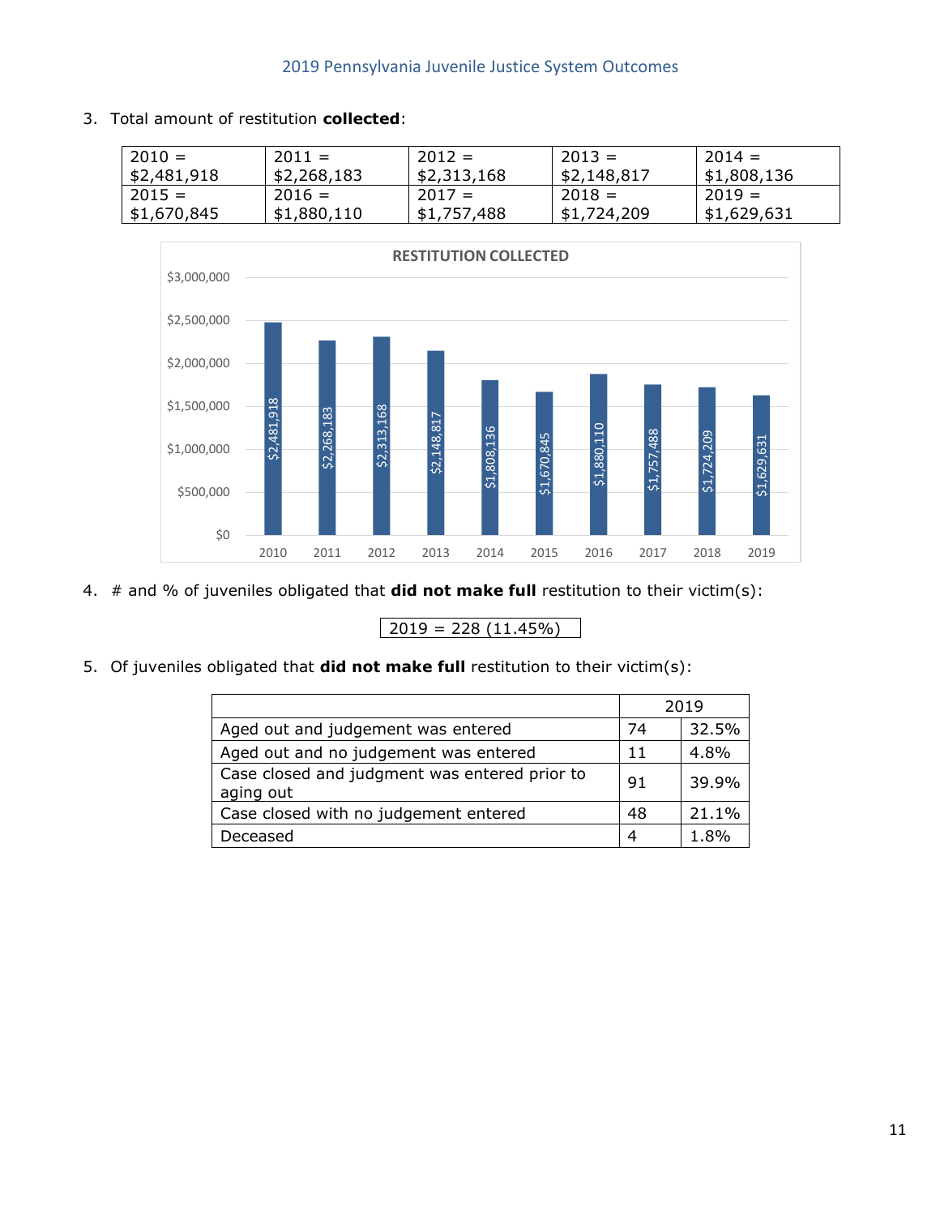3. Total amount of restitution **collected**:

| 2010 = $2,481,918 | 2011 = $2,268,183 | 2012 = $2,313,168 | 2013 = $2,148,817 | 2014 = $1,808,136 |
|---|---|---|---|---|
| 2015 = $1,670,845 | 2016 = $1,880,110 | 2017 = $1,757,488 | 2018 = $1,724,209 | 2019 = $1,629,631 |

**RESTITUTION COLLECTED**

| Year | Restitution Collected |
|---|---|
| 2010 | $2,481,918 |
| 2011 | $2,268,183 |
| 2012 | $2,313,168 |
| 2013 | $2,148,817 |
| 2014 | $1,808,136 |
| 2015 | $1,670,845 |
| 2016 | $1,880,110 |
| 2017 | $1,757,488 |
| 2018 | $1,724,209 |
| 2019 | $1,629,631 |

4. # and % of juveniles obligated that **did not make full** restitution to their victim(s):

| 2019 = 228 (11.45%) |
|---|

5. Of juveniles obligated that **did not make full** restitution to their victim(s):

| | 2019 | |
|---|---|---|
| Aged out and judgement was entered | 74 | 32.5% |
| Aged out and no judgement was entered | 11 | 4.8% |
| Case closed and judgment was entered prior to aging out | 91 | 39.9% |
| Case closed with no judgement entered | 48 | 21.1% |
| Deceased | 4 | 1.8% |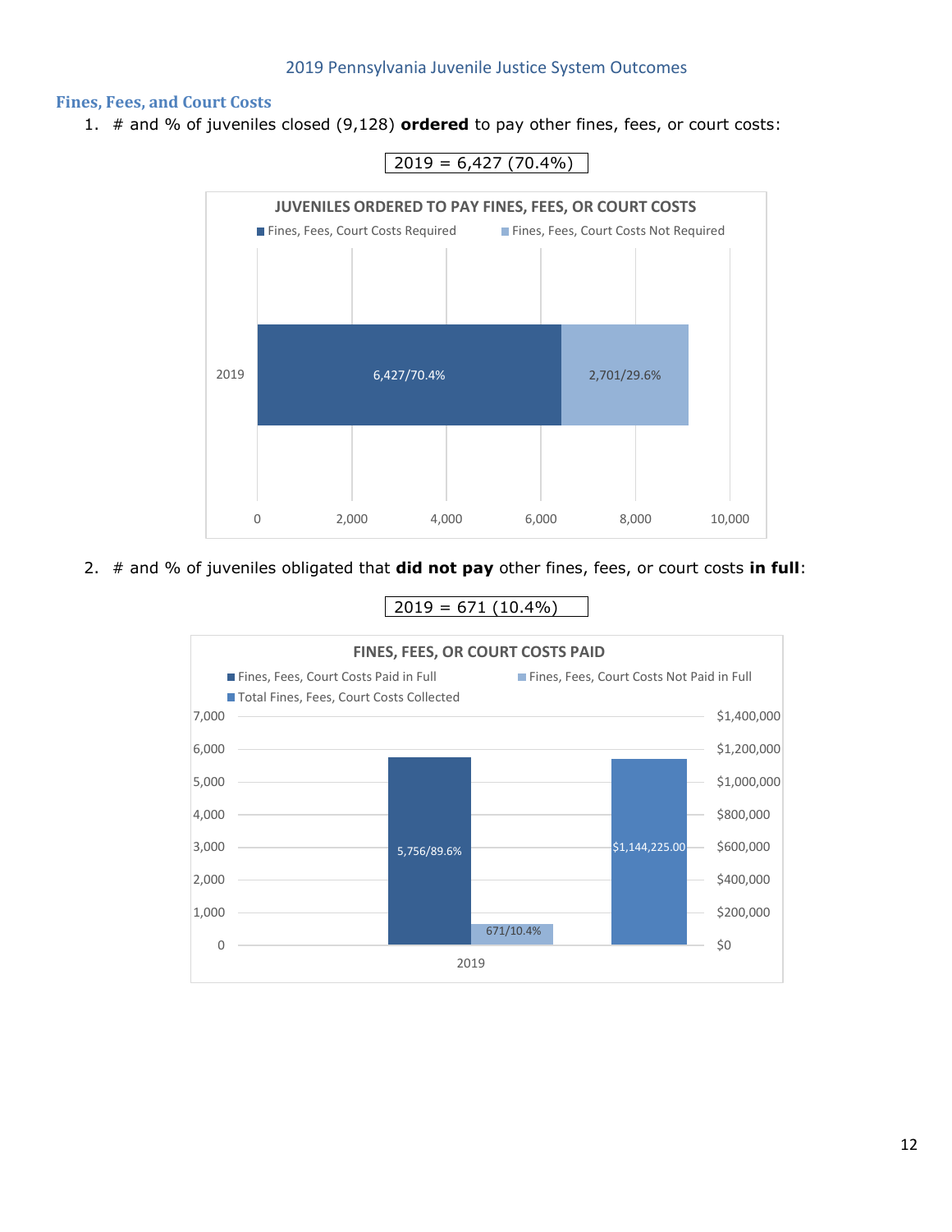## Fines, Fees, and Court Costs

1. # and % of juveniles closed (9,128) **ordered** to pay other fines, fees, or court costs:

2019 = 6,427 (70.4%)

**JUVENILES ORDERED TO PAY FINES, FEES, OR COURT COSTS**

| Year | Fines, Fees, Court Costs Required | Fines, Fees, Court Costs Not Required |
|---|---|---|
| 2019 | 6,427/70.4% | 2,701/29.6% |

2. # and % of juveniles obligated that **did not pay** other fines, fees, or court costs **in full**:

2019 = 671 (10.4%)

**FINES, FEES, OR COURT COSTS PAID**

| Year | Fines, Fees, Court Costs Paid in Full | Fines, Fees, Court Costs Not Paid in Full | Total Fines, Fees, Court Costs Collected |
|---|---|---|---|
| 2019 | 5,756/89.6% | 671/10.4% | $1,144,225.00 |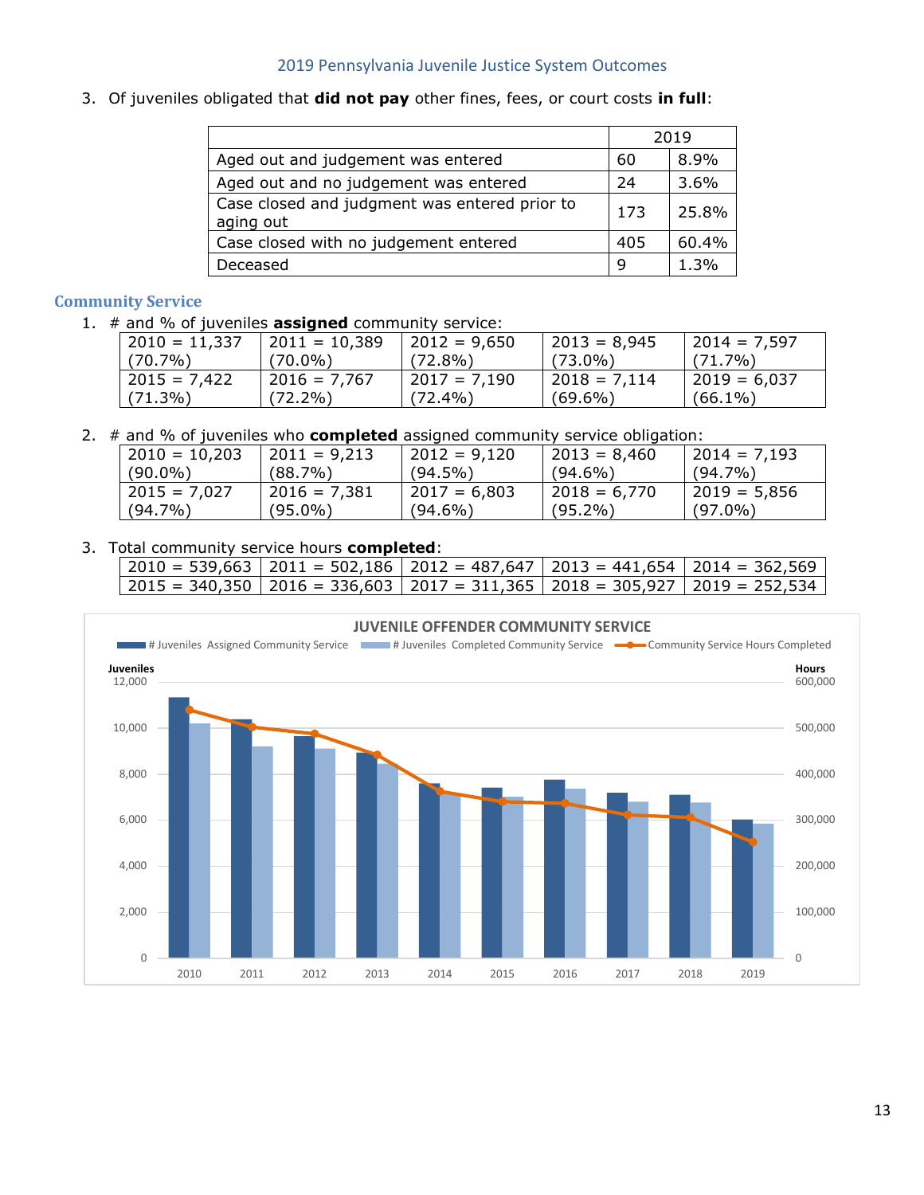3. Of juveniles obligated that **did not pay** other fines, fees, or court costs **in full**:

| | 2019 | |
|---|---|---|
| Aged out and judgement was entered | 60 | 8.9% |
| Aged out and no judgement was entered | 24 | 3.6% |
| Case closed and judgment was entered prior to aging out | 173 | 25.8% |
| Case closed with no judgement entered | 405 | 60.4% |
| Deceased | 9 | 1.3% |

## Community Service

1. # and % of juveniles **assigned** community service:

| | | | | |
|---|---|---|---|---|
| 2010 = 11,337 (70.7%) | 2011 = 10,389 (70.0%) | 2012 = 9,650 (72.8%) | 2013 = 8,945 (73.0%) | 2014 = 7,597 (71.7%) |
| 2015 = 7,422 (71.3%) | 2016 = 7,767 (72.2%) | 2017 = 7,190 (72.4%) | 2018 = 7,114 (69.6%) | 2019 = 6,037 (66.1%) |

2. # and % of juveniles who **completed** assigned community service obligation:

| | | | | |
|---|---|---|---|---|
| 2010 = 10,203 (90.0%) | 2011 = 9,213 (88.7%) | 2012 = 9,120 (94.5%) | 2013 = 8,460 (94.6%) | 2014 = 7,193 (94.7%) |
| 2015 = 7,027 (94.7%) | 2016 = 7,381 (95.0%) | 2017 = 6,803 (94.6%) | 2018 = 6,770 (95.2%) | 2019 = 5,856 (97.0%) |

3. Total community service hours **completed**:

| | | | | |
|---|---|---|---|---|
| 2010 = 539,663 | 2011 = 502,186 | 2012 = 487,647 | 2013 = 441,654 | 2014 = 362,569 |
| 2015 = 340,350 | 2016 = 336,603 | 2017 = 311,365 | 2018 = 305,927 | 2019 = 252,534 |

**JUVENILE OFFENDER COMMUNITY SERVICE**

| Year | # Juveniles Assigned Community Service | # Juveniles Completed Community Service | Community Service Hours Completed |
|---|---|---|---|
| 2010 | 11,337 | 10,203 | 539,663 |
| 2011 | 10,389 | 9,213 | 502,186 |
| 2012 | 9,650 | 9,120 | 487,647 |
| 2013 | 8,945 | 8,460 | 441,654 |
| 2014 | 7,597 | 7,193 | 362,569 |
| 2015 | 7,422 | 7,027 | 340,350 |
| 2016 | 7,767 | 7,381 | 336,603 |
| 2017 | 7,190 | 6,803 | 311,365 |
| 2018 | 7,114 | 6,770 | 305,927 |
| 2019 | 6,037 | 5,856 | 252,534 |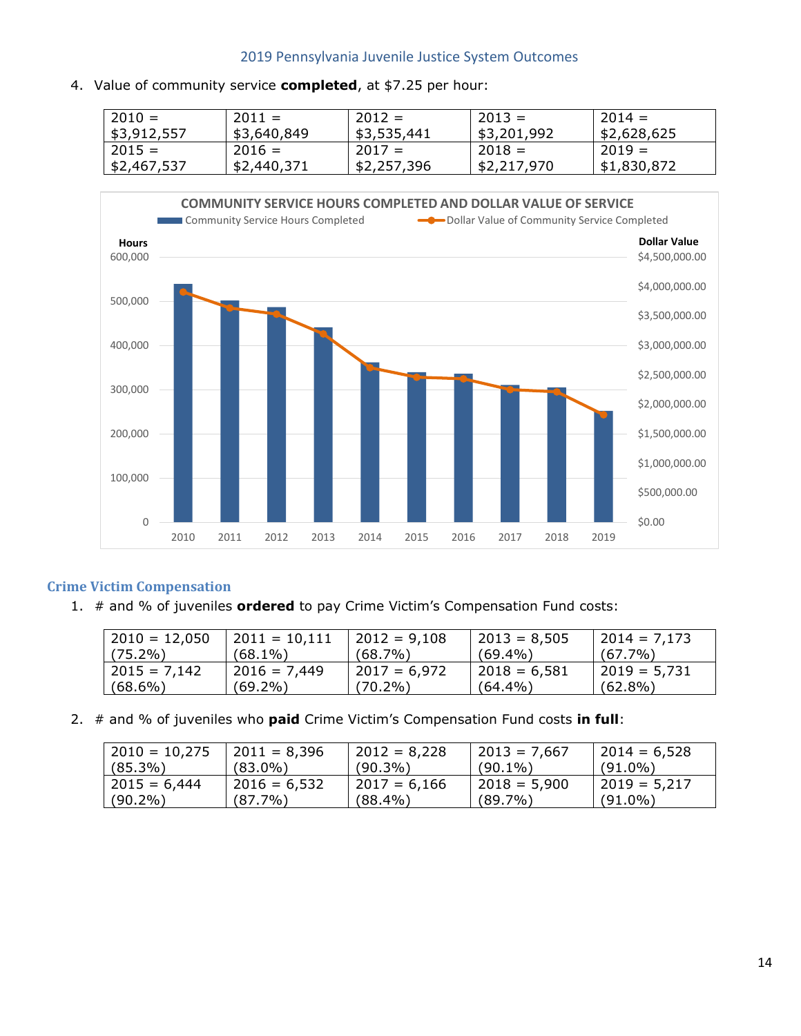4. Value of community service **completed**, at $7.25 per hour:

| 2010 = $3,912,557 | 2011 = $3,640,849 | 2012 = $3,535,441 | 2013 = $3,201,992 | 2014 = $2,628,625 |
|---|---|---|---|---|
| 2015 = $2,467,537 | 2016 = $2,440,371 | 2017 = $2,257,396 | 2018 = $2,217,970 | 2019 = $1,830,872 |

**COMMUNITY SERVICE HOURS COMPLETED AND DOLLAR VALUE OF SERVICE**

Community Service Hours Completed — Dollar Value of Community Service Completed

Hours: 0; 100,000; 200,000; 300,000; 400,000; 500,000; 600,000

Dollar Value: $0.00; $500,000.00; $1,000,000.00; $1,500,000.00; $2,000,000.00; $2,500,000.00; $3,000,000.00; $3,500,000.00; $4,000,000.00; $4,500,000.00

2010 2011 2012 2013 2014 2015 2016 2017 2018 2019

## Crime Victim Compensation

1. # and % of juveniles **ordered** to pay Crime Victim's Compensation Fund costs:

| 2010 = 12,050 (75.2%) | 2011 = 10,111 (68.1%) | 2012 = 9,108 (68.7%) | 2013 = 8,505 (69.4%) | 2014 = 7,173 (67.7%) |
|---|---|---|---|---|
| 2015 = 7,142 (68.6%) | 2016 = 7,449 (69.2%) | 2017 = 6,972 (70.2%) | 2018 = 6,581 (64.4%) | 2019 = 5,731 (62.8%) |

2. # and % of juveniles who **paid** Crime Victim's Compensation Fund costs **in full**:

| 2010 = 10,275 (85.3%) | 2011 = 8,396 (83.0%) | 2012 = 8,228 (90.3%) | 2013 = 7,667 (90.1%) | 2014 = 6,528 (91.0%) |
|---|---|---|---|---|
| 2015 = 6,444 (90.2%) | 2016 = 6,532 (87.7%) | 2017 = 6,166 (88.4%) | 2018 = 5,900 (89.7%) | 2019 = 5,217 (91.0%) |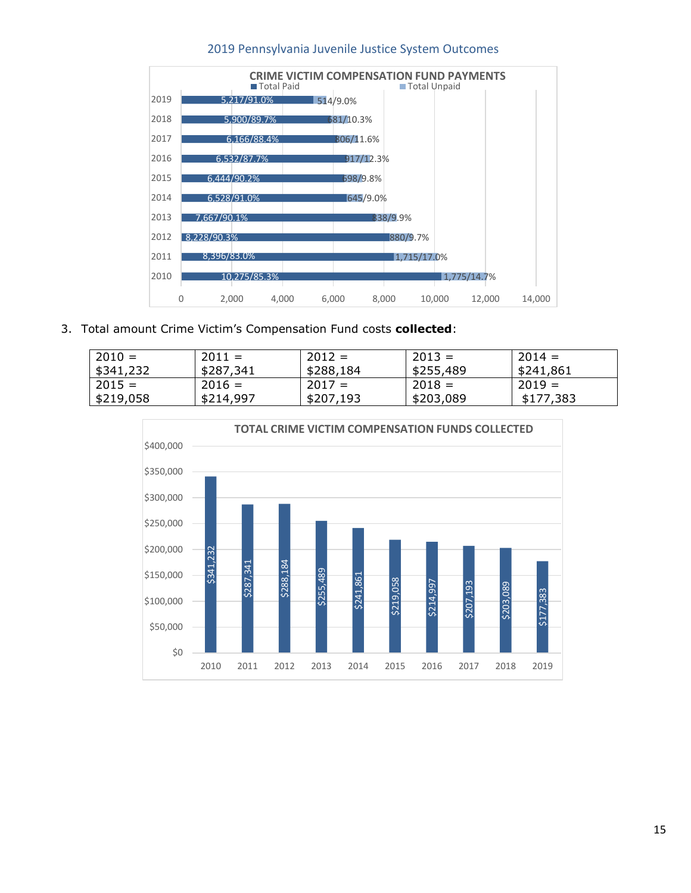CRIME VICTIM COMPENSATION FUND PAYMENTS

| Year | Total Paid | Total Unpaid |
|---|---|---|
| 2019 | 5,217/91.0% | 514/9.0% |
| 2018 | 5,900/89.7% | 681/10.3% |
| 2017 | 6,166/88.4% | 806/11.6% |
| 2016 | 6,532/87.7% | 917/12.3% |
| 2015 | 6,444/90.2% | 698/9.8% |
| 2014 | 6,528/91.0% | 645/9.0% |
| 2013 | 7,667/90.1% | 838/9.9% |
| 2012 | 8,228/90.3% | 880/9.7% |
| 2011 | 8,396/83.0% | 1,715/17.0% |
| 2010 | 10,275/85.3% | 1,775/14.7% |

3. Total amount Crime Victim's Compensation Fund costs **collected**:

| | | | | |
|---|---|---|---|---|
| 2010 = $341,232 | 2011 = $287,341 | 2012 = $288,184 | 2013 = $255,489 | 2014 = $241,861 |
| 2015 = $219,058 | 2016 = $214,997 | 2017 = $207,193 | 2018 = $203,089 | 2019 = $177,383 |

TOTAL CRIME VICTIM COMPENSATION FUNDS COLLECTED

| Year | Amount |
|---|---|
| 2010 | $341,232 |
| 2011 | $287,341 |
| 2012 | $288,184 |
| 2013 | $255,489 |
| 2014 | $241,861 |
| 2015 | $219,058 |
| 2016 | $214,997 |
| 2017 | $207,193 |
| 2018 | $203,089 |
| 2019 | $177,383 |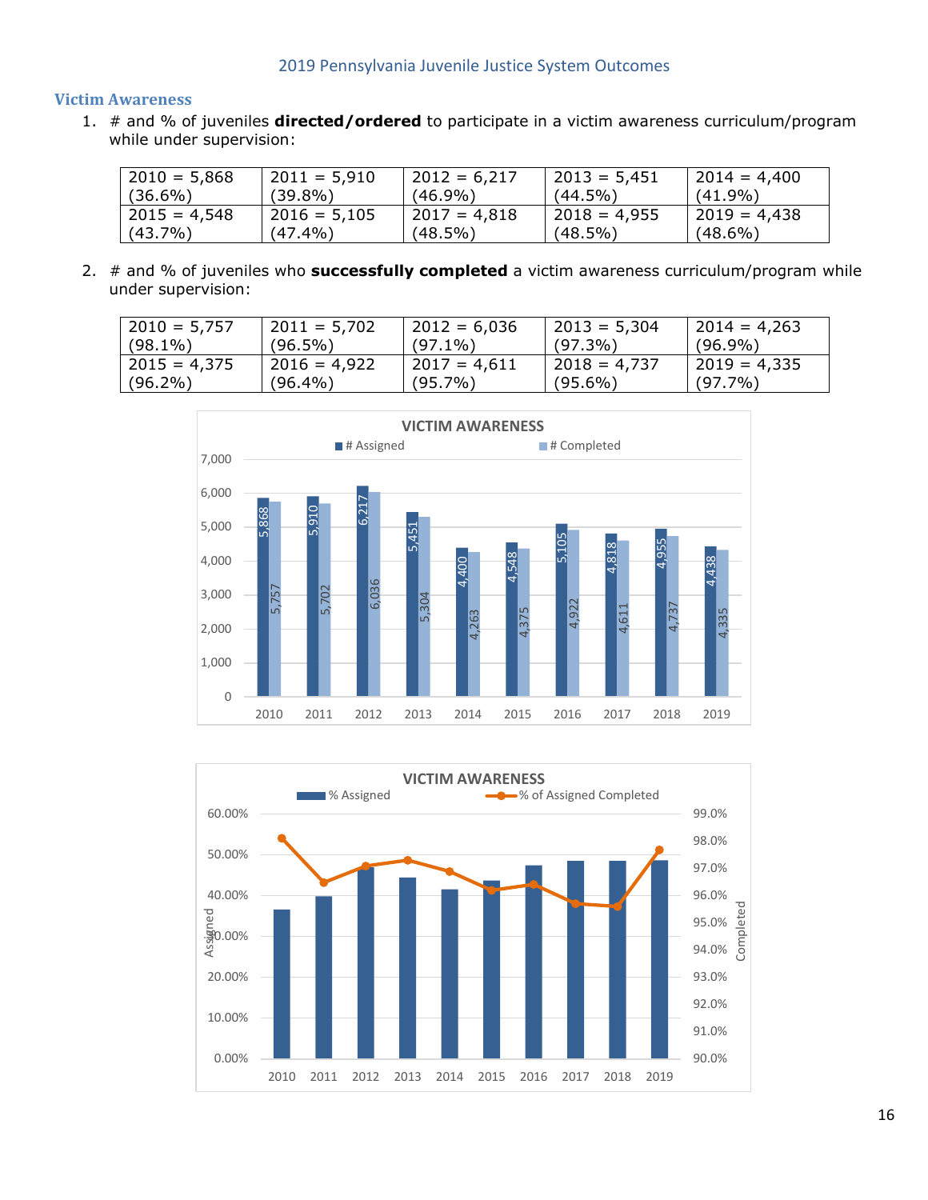## Victim Awareness

1. # and % of juveniles **directed/ordered** to participate in a victim awareness curriculum/program while under supervision:

| | | | | |
|---|---|---|---|---|
| 2010 = 5,868 (36.6%) | 2011 = 5,910 (39.8%) | 2012 = 6,217 (46.9%) | 2013 = 5,451 (44.5%) | 2014 = 4,400 (41.9%) |
| 2015 = 4,548 (43.7%) | 2016 = 5,105 (47.4%) | 2017 = 4,818 (48.5%) | 2018 = 4,955 (48.5%) | 2019 = 4,438 (48.6%) |

2. # and % of juveniles who **successfully completed** a victim awareness curriculum/program while under supervision:

| | | | | |
|---|---|---|---|---|
| 2010 = 5,757 (98.1%) | 2011 = 5,702 (96.5%) | 2012 = 6,036 (97.1%) | 2013 = 5,304 (97.3%) | 2014 = 4,263 (96.9%) |
| 2015 = 4,375 (96.2%) | 2016 = 4,922 (96.4%) | 2017 = 4,611 (95.7%) | 2018 = 4,737 (95.6%) | 2019 = 4,335 (97.7%) |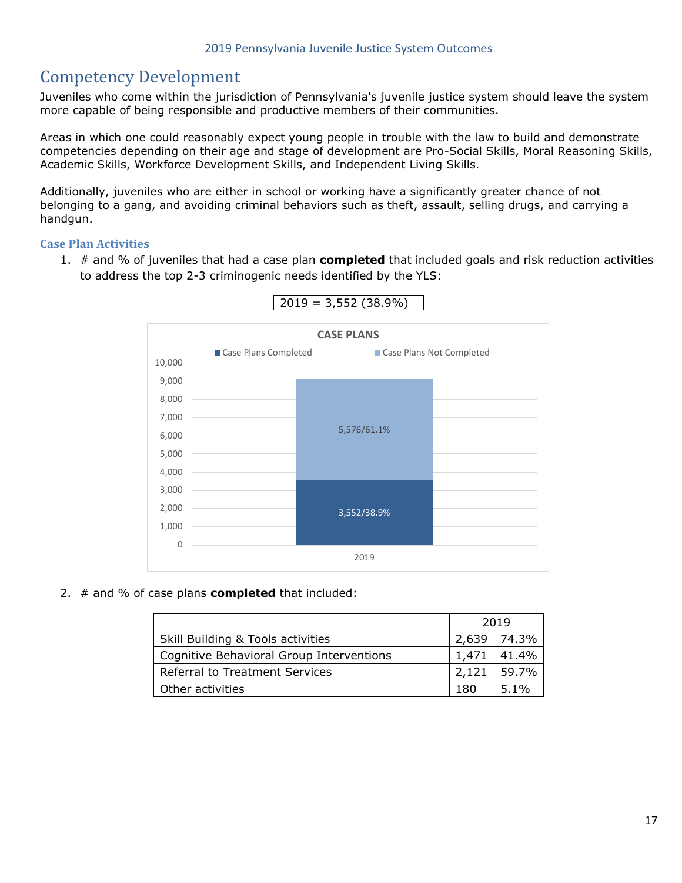# Competency Development

Juveniles who come within the jurisdiction of Pennsylvania's juvenile justice system should leave the system more capable of being responsible and productive members of their communities.

Areas in which one could reasonably expect young people in trouble with the law to build and demonstrate competencies depending on their age and stage of development are Pro-Social Skills, Moral Reasoning Skills, Academic Skills, Workforce Development Skills, and Independent Living Skills.

Additionally, juveniles who are either in school or working have a significantly greater chance of not belonging to a gang, and avoiding criminal behaviors such as theft, assault, selling drugs, and carrying a handgun.

### Case Plan Activities

1. # and % of juveniles that had a case plan **completed** that included goals and risk reduction activities to address the top 2-3 criminogenic needs identified by the YLS:

2019 = 3,552 (38.9%)

**CASE PLANS**

| 2019 | |
|---|---|
| Case Plans Completed | 3,552/38.9% |
| Case Plans Not Completed | 5,576/61.1% |

2. # and % of case plans **completed** that included:

| | 2019 | |
|---|---|---|
| Skill Building & Tools activities | 2,639 | 74.3% |
| Cognitive Behavioral Group Interventions | 1,471 | 41.4% |
| Referral to Treatment Services | 2,121 | 59.7% |
| Other activities | 180 | 5.1% |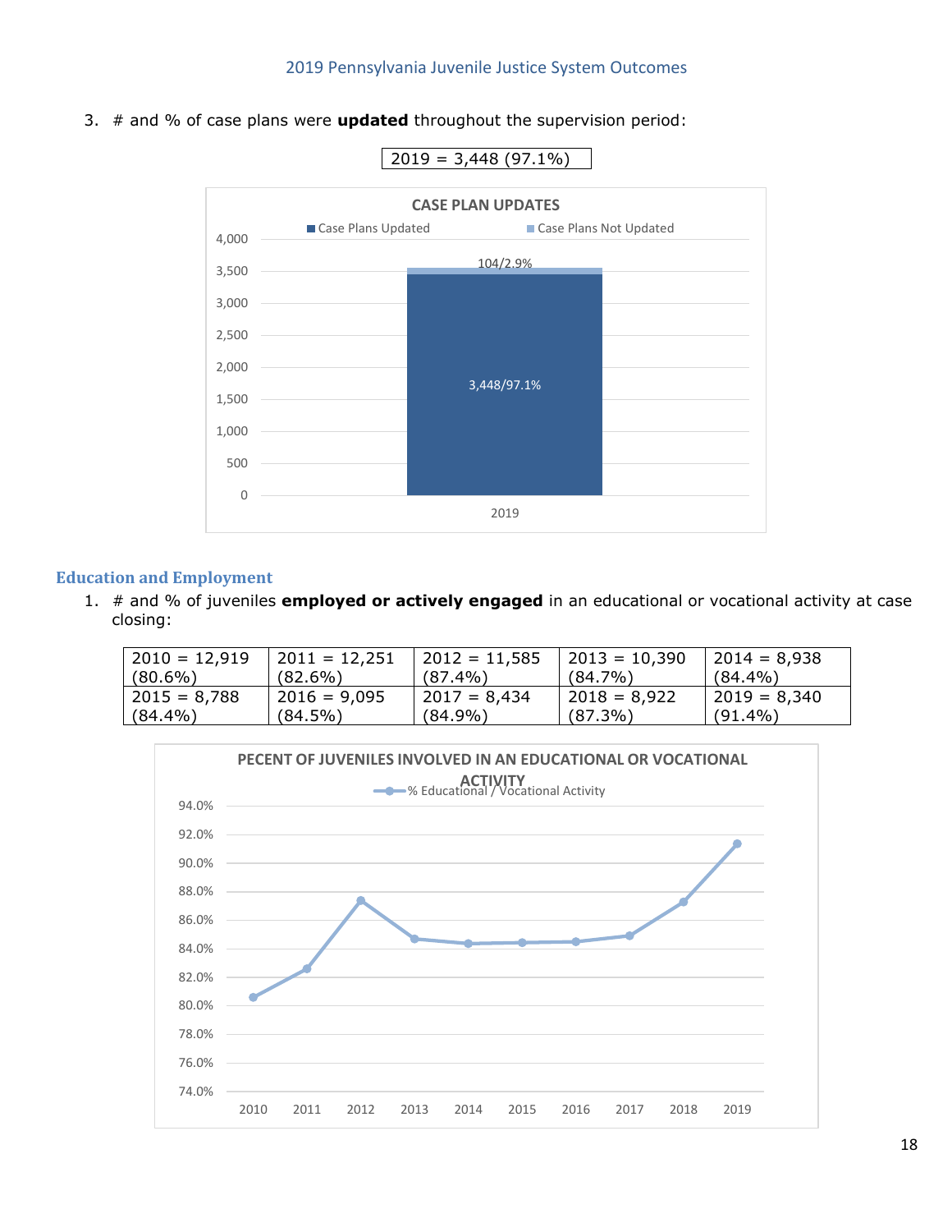3. # and % of case plans were **updated** throughout the supervision period:

| 2019 = 3,448 (97.1%) |
|---|

CASE PLAN UPDATES

Case Plans Updated | Case Plans Not Updated

2019: 3,448/97.1% updated; 104/2.9% not updated

## Education and Employment

1. # and % of juveniles **employed or actively engaged** in an educational or vocational activity at case closing:

| 2010 = 12,919 (80.6%) | 2011 = 12,251 (82.6%) | 2012 = 11,585 (87.4%) | 2013 = 10,390 (84.7%) | 2014 = 8,938 (84.4%) |
|---|---|---|---|---|
| 2015 = 8,788 (84.4%) | 2016 = 9,095 (84.5%) | 2017 = 8,434 (84.9%) | 2018 = 8,922 (87.3%) | 2019 = 8,340 (91.4%) |

PECENT OF JUVENILES INVOLVED IN AN EDUCATIONAL OR VOCATIONAL ACTIVITY

% Educational / Vocational Activity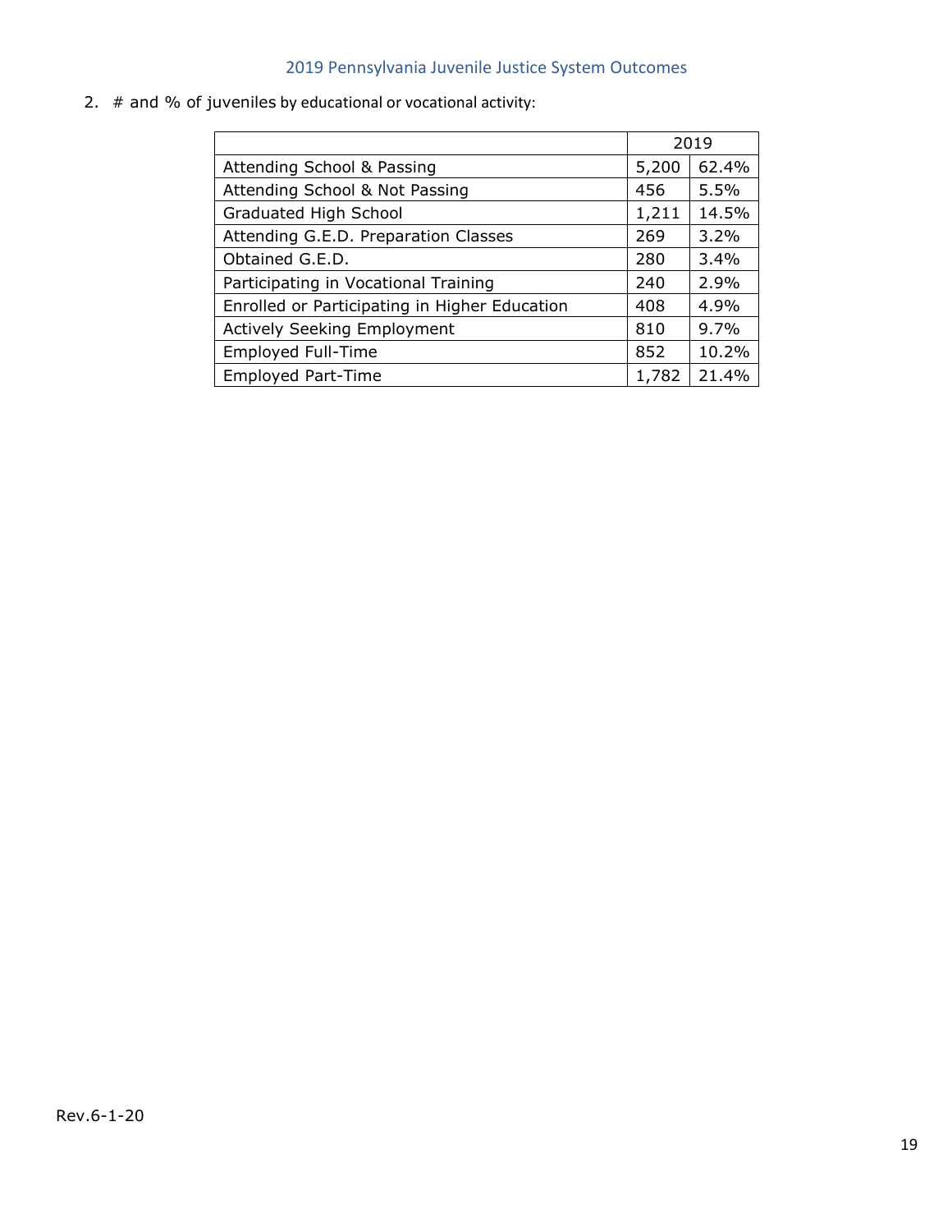2. # and % of juveniles by educational or vocational activity:

| | 2019 | |
|---|---|---|
| Attending School & Passing | 5,200 | 62.4% |
| Attending School & Not Passing | 456 | 5.5% |
| Graduated High School | 1,211 | 14.5% |
| Attending G.E.D. Preparation Classes | 269 | 3.2% |
| Obtained G.E.D. | 280 | 3.4% |
| Participating in Vocational Training | 240 | 2.9% |
| Enrolled or Participating in Higher Education | 408 | 4.9% |
| Actively Seeking Employment | 810 | 9.7% |
| Employed Full-Time | 852 | 10.2% |
| Employed Part-Time | 1,782 | 21.4% |

Rev.6-1-20